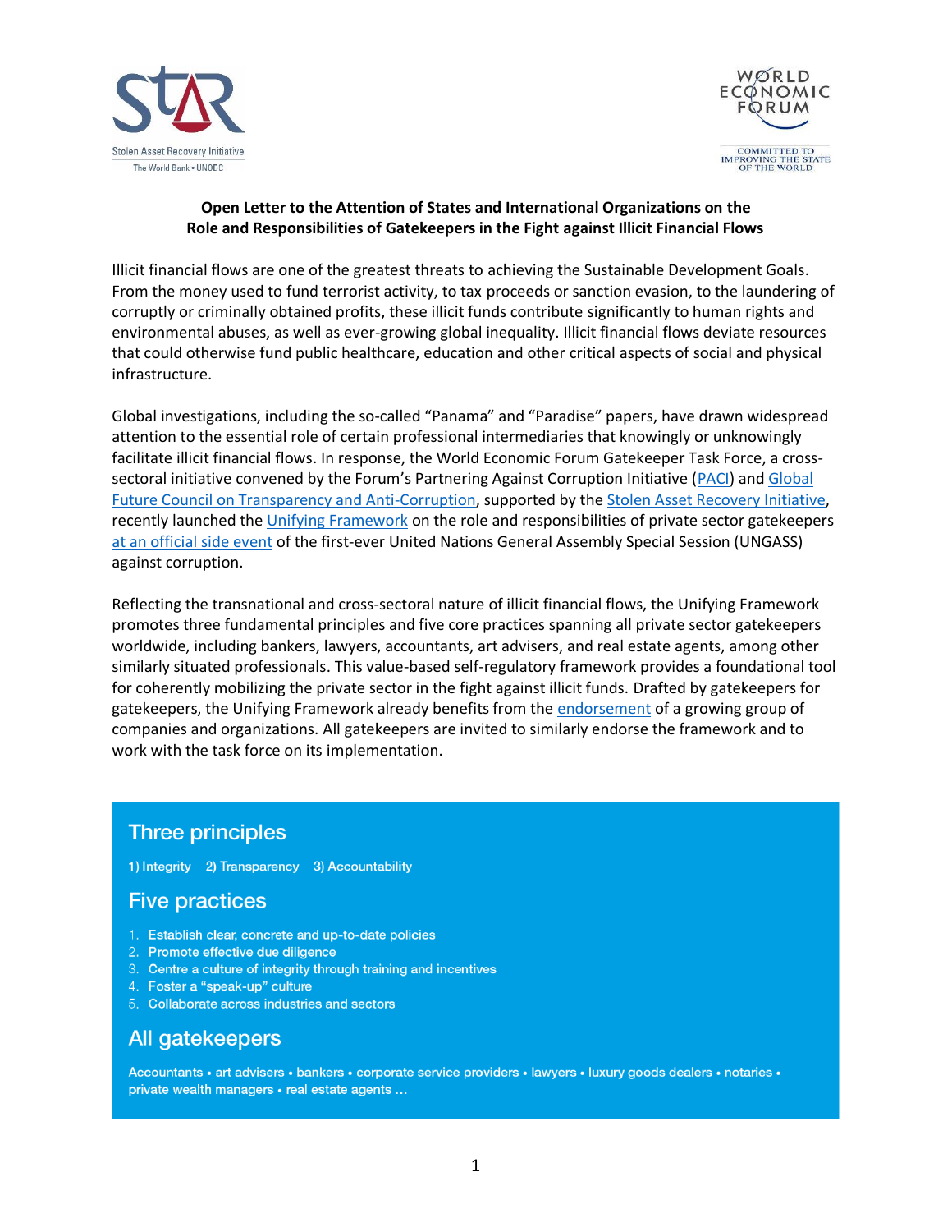**Open Letter to the Attention of States and International Organizations on the Role and Responsibilities of Gatekeepers in the Fight against Illicit Financial Flows**

Illicit financial flows are one of the greatest threats to achieving the Sustainable Development Goals. From the money used to fund terrorist activity, to tax proceeds or sanction evasion, to the laundering of corruptly or criminally obtained profits, these illicit funds contribute significantly to human rights and environmental abuses, as well as ever-growing global inequality. Illicit financial flows deviate resources that could otherwise fund public healthcare, education and other critical aspects of social and physical infrastructure.

Global investigations, including the so-called "Panama" and "Paradise" papers, have drawn widespread attention to the essential role of certain professional intermediaries that knowingly or unknowingly facilitate illicit financial flows. In response, the World Economic Forum Gatekeeper Task Force, a cross-sectoral initiative convened by the Forum's Partnering Against Corruption Initiative (PACI) and Global Future Council on Transparency and Anti-Corruption, supported by the Stolen Asset Recovery Initiative, recently launched the Unifying Framework on the role and responsibilities of private sector gatekeepers at an official side event of the first-ever United Nations General Assembly Special Session (UNGASS) against corruption.

Reflecting the transnational and cross-sectoral nature of illicit financial flows, the Unifying Framework promotes three fundamental principles and five core practices spanning all private sector gatekeepers worldwide, including bankers, lawyers, accountants, art advisers, and real estate agents, among other similarly situated professionals. This value-based self-regulatory framework provides a foundational tool for coherently mobilizing the private sector in the fight against illicit funds. Drafted by gatekeepers for gatekeepers, the Unifying Framework already benefits from the endorsement of a growing group of companies and organizations. All gatekeepers are invited to similarly endorse the framework and to work with the task force on its implementation.

## Three principles

1) Integrity 2) Transparency 3) Accountability

## Five practices

1. Establish clear, concrete and up-to-date policies
2. Promote effective due diligence
3. Centre a culture of integrity through training and incentives
4. Foster a "speak-up" culture
5. Collaborate across industries and sectors

## All gatekeepers

Accountants • art advisers • bankers • corporate service providers • lawyers • luxury goods dealers • notaries • private wealth managers • real estate agents …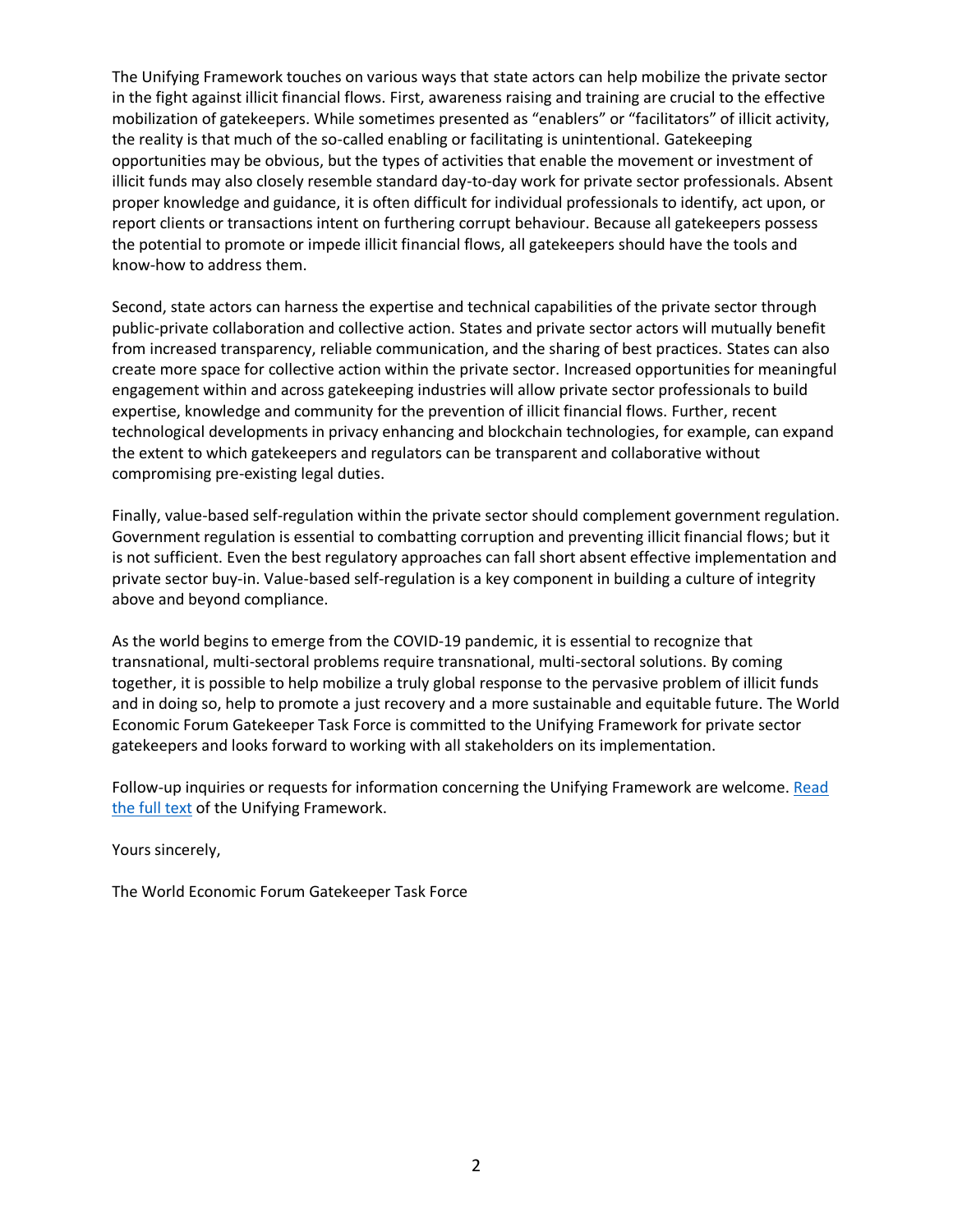The Unifying Framework touches on various ways that state actors can help mobilize the private sector in the fight against illicit financial flows. First, awareness raising and training are crucial to the effective mobilization of gatekeepers. While sometimes presented as "enablers" or "facilitators" of illicit activity, the reality is that much of the so-called enabling or facilitating is unintentional. Gatekeeping opportunities may be obvious, but the types of activities that enable the movement or investment of illicit funds may also closely resemble standard day-to-day work for private sector professionals. Absent proper knowledge and guidance, it is often difficult for individual professionals to identify, act upon, or report clients or transactions intent on furthering corrupt behaviour. Because all gatekeepers possess the potential to promote or impede illicit financial flows, all gatekeepers should have the tools and know-how to address them.

Second, state actors can harness the expertise and technical capabilities of the private sector through public-private collaboration and collective action. States and private sector actors will mutually benefit from increased transparency, reliable communication, and the sharing of best practices. States can also create more space for collective action within the private sector. Increased opportunities for meaningful engagement within and across gatekeeping industries will allow private sector professionals to build expertise, knowledge and community for the prevention of illicit financial flows. Further, recent technological developments in privacy enhancing and blockchain technologies, for example, can expand the extent to which gatekeepers and regulators can be transparent and collaborative without compromising pre-existing legal duties.

Finally, value-based self-regulation within the private sector should complement government regulation. Government regulation is essential to combatting corruption and preventing illicit financial flows; but it is not sufficient. Even the best regulatory approaches can fall short absent effective implementation and private sector buy-in. Value-based self-regulation is a key component in building a culture of integrity above and beyond compliance.

As the world begins to emerge from the COVID-19 pandemic, it is essential to recognize that transnational, multi-sectoral problems require transnational, multi-sectoral solutions. By coming together, it is possible to help mobilize a truly global response to the pervasive problem of illicit funds and in doing so, help to promote a just recovery and a more sustainable and equitable future. The World Economic Forum Gatekeeper Task Force is committed to the Unifying Framework for private sector gatekeepers and looks forward to working with all stakeholders on its implementation.

Follow-up inquiries or requests for information concerning the Unifying Framework are welcome. Read the full text of the Unifying Framework.

Yours sincerely,

The World Economic Forum Gatekeeper Task Force